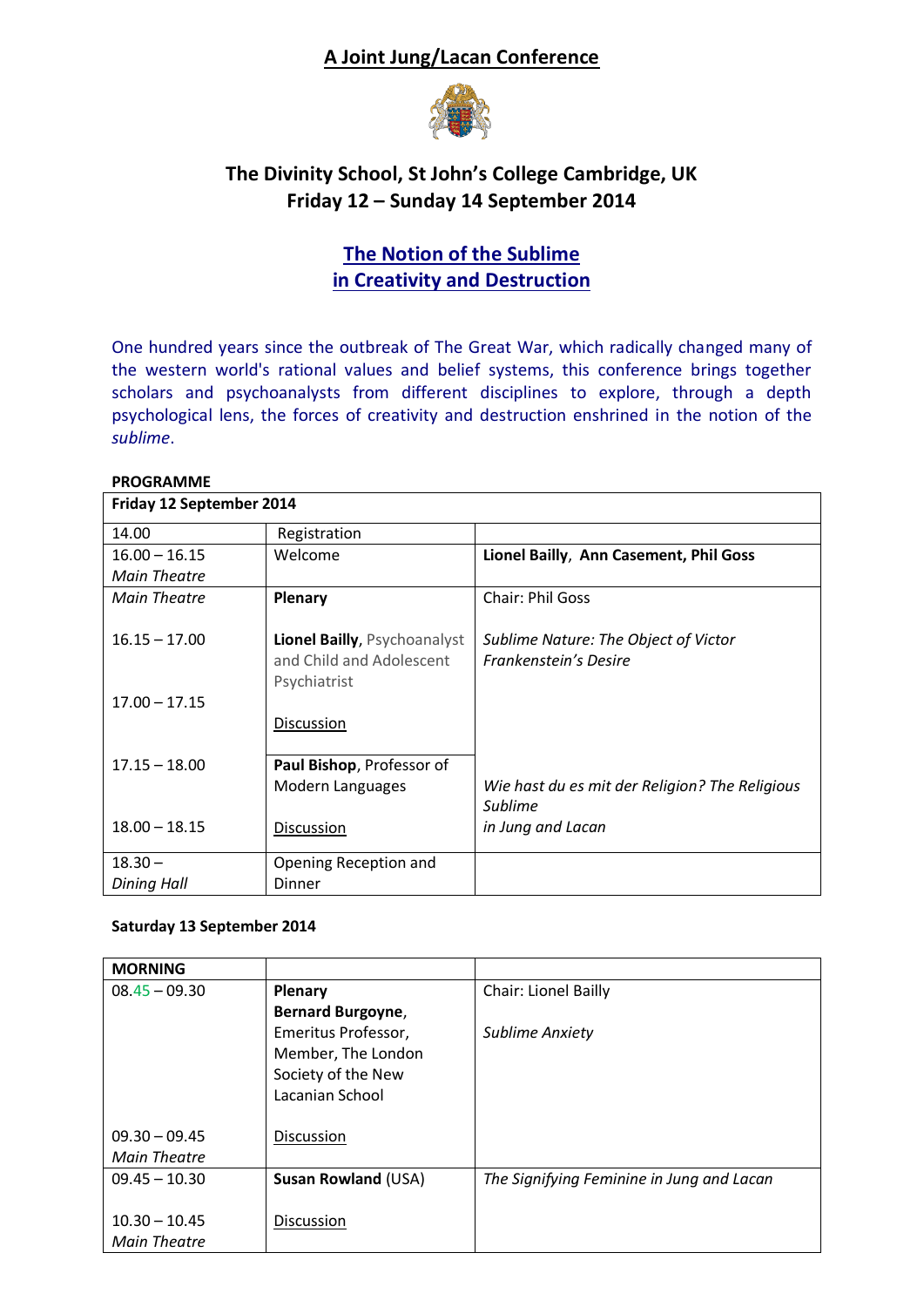# A Joint Jung/Lacan Conference

## The Divinity School, St John's College Cambridge, UK
## Friday 12 – Sunday 14 September 2014

## The Notion of the Sublime in Creativity and Destruction

One hundred years since the outbreak of The Great War, which radically changed many of the western world's rational values and belief systems, this conference brings together scholars and psychoanalysts from different disciplines to explore, through a depth psychological lens, the forces of creativity and destruction enshrined in the notion of the *sublime*.

**PROGRAMME**

| **Friday 12 September 2014** | | |
|---|---|---|
| 14.00 | Registration | |
| 16.00 – 16.15 *Main Theatre* | Welcome | **Lionel Bailly, Ann Casement, Phil Goss** |
| *Main Theatre* | **Plenary** | Chair: Phil Goss |
| 16.15 – 17.00 | **Lionel Bailly**, Psychoanalyst and Child and Adolescent Psychiatrist | *Sublime Nature: The Object of Victor Frankenstein's Desire* |
| 17.00 – 17.15 | Discussion | |
| 17.15 – 18.00 | **Paul Bishop**, Professor of Modern Languages | *Wie hast du es mit der Religion? The Religious Sublime in Jung and Lacan* |
| 18.00 – 18.15 | Discussion | |
| 18.30 – *Dining Hall* | Opening Reception and Dinner | |

**Saturday 13 September 2014**

| **MORNING** | | |
|---|---|---|
| 08.45 – 09.30 | **Plenary** **Bernard Burgoyne**, Emeritus Professor, Member, The London Society of the New Lacanian School | Chair: Lionel Bailly *Sublime Anxiety* |
| 09.30 – 09.45 *Main Theatre* | Discussion | |
| 09.45 – 10.30 | **Susan Rowland** (USA) | *The Signifying Feminine in Jung and Lacan* |
| 10.30 – 10.45 *Main Theatre* | Discussion | |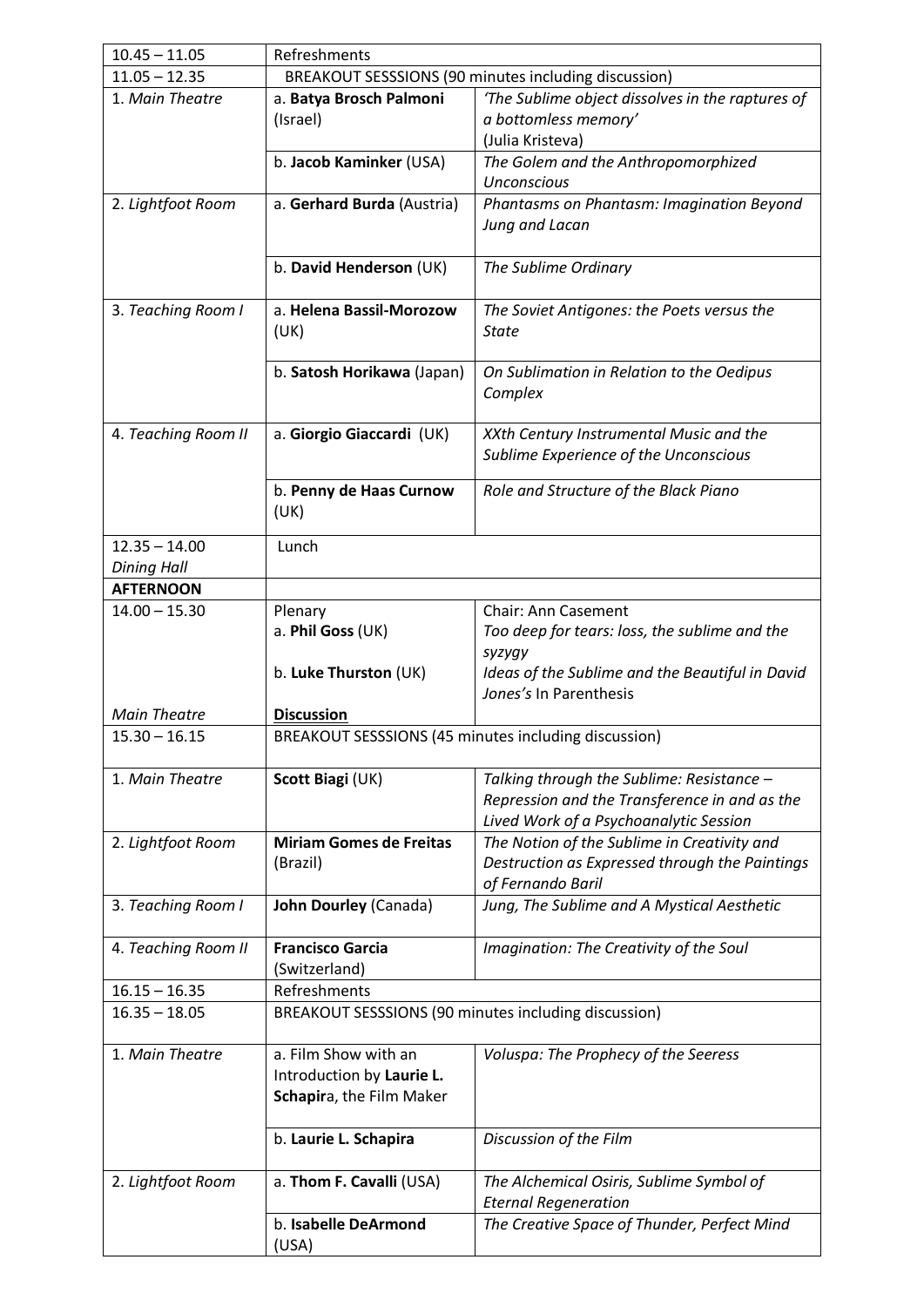| 10.45 – 11.05 | Refreshments | |
|---|---|---|
| 11.05 – 12.35 | BREAKOUT SESSSIONS (90 minutes including discussion) | |
| 1. *Main Theatre* | a. **Batya Brosch Palmoni** (Israel) | *'The Sublime object dissolves in the raptures of a bottomless memory'* (Julia Kristeva) |
| | b. **Jacob Kaminker** (USA) | *The Golem and the Anthropomorphized Unconscious* |
| 2. *Lightfoot Room* | a. **Gerhard Burda** (Austria) | *Phantasms on Phantasm: Imagination Beyond Jung and Lacan* |
| | b. **David Henderson** (UK) | *The Sublime Ordinary* |
| 3. *Teaching Room I* | a. **Helena Bassil-Morozow** (UK) | *The Soviet Antigones: the Poets versus the State* |
| | b. **Satosh Horikawa** (Japan) | *On Sublimation in Relation to the Oedipus Complex* |
| 4. *Teaching Room II* | a. **Giorgio Giaccardi** (UK) | *XXth Century Instrumental Music and the Sublime Experience of the Unconscious* |
| | b. **Penny de Haas Curnow** (UK) | *Role and Structure of the Black Piano* |
| 12.35 – 14.00 *Dining Hall* | Lunch | |
| **AFTERNOON** | | |
| 14.00 – 15.30 *Main Theatre* | Plenary a. **Phil Goss** (UK) b. **Luke Thurston** (UK) **Discussion** | Chair: Ann Casement *Too deep for tears: loss, the sublime and the syzygy* *Ideas of the Sublime and the Beautiful in David Jones's* In Parenthesis |
| 15.30 – 16.15 | BREAKOUT SESSSIONS (45 minutes including discussion) | |
| 1. *Main Theatre* | **Scott Biagi** (UK) | *Talking through the Sublime: Resistance – Repression and the Transference in and as the Lived Work of a Psychoanalytic Session* |
| 2. *Lightfoot Room* | **Miriam Gomes de Freitas** (Brazil) | *The Notion of the Sublime in Creativity and Destruction as Expressed through the Paintings of Fernando Baril* |
| 3. *Teaching Room I* | **John Dourley** (Canada) | *Jung, The Sublime and A Mystical Aesthetic* |
| 4. *Teaching Room II* | **Francisco Garcia** (Switzerland) | *Imagination: The Creativity of the Soul* |
| 16.15 – 16.35 | Refreshments | |
| 16.35 – 18.05 | BREAKOUT SESSSIONS (90 minutes including discussion) | |
| 1. *Main Theatre* | a. Film Show with an Introduction by **Laurie L. Schapir**a, the Film Maker | *Voluspa: The Prophecy of the Seeress* |
| | b. **Laurie L. Schapira** | *Discussion of the Film* |
| 2. *Lightfoot Room* | a. **Thom F. Cavalli** (USA) | *The Alchemical Osiris, Sublime Symbol of Eternal Regeneration* |
| | b. **Isabelle DeArmond** (USA) | *The Creative Space of Thunder, Perfect Mind* |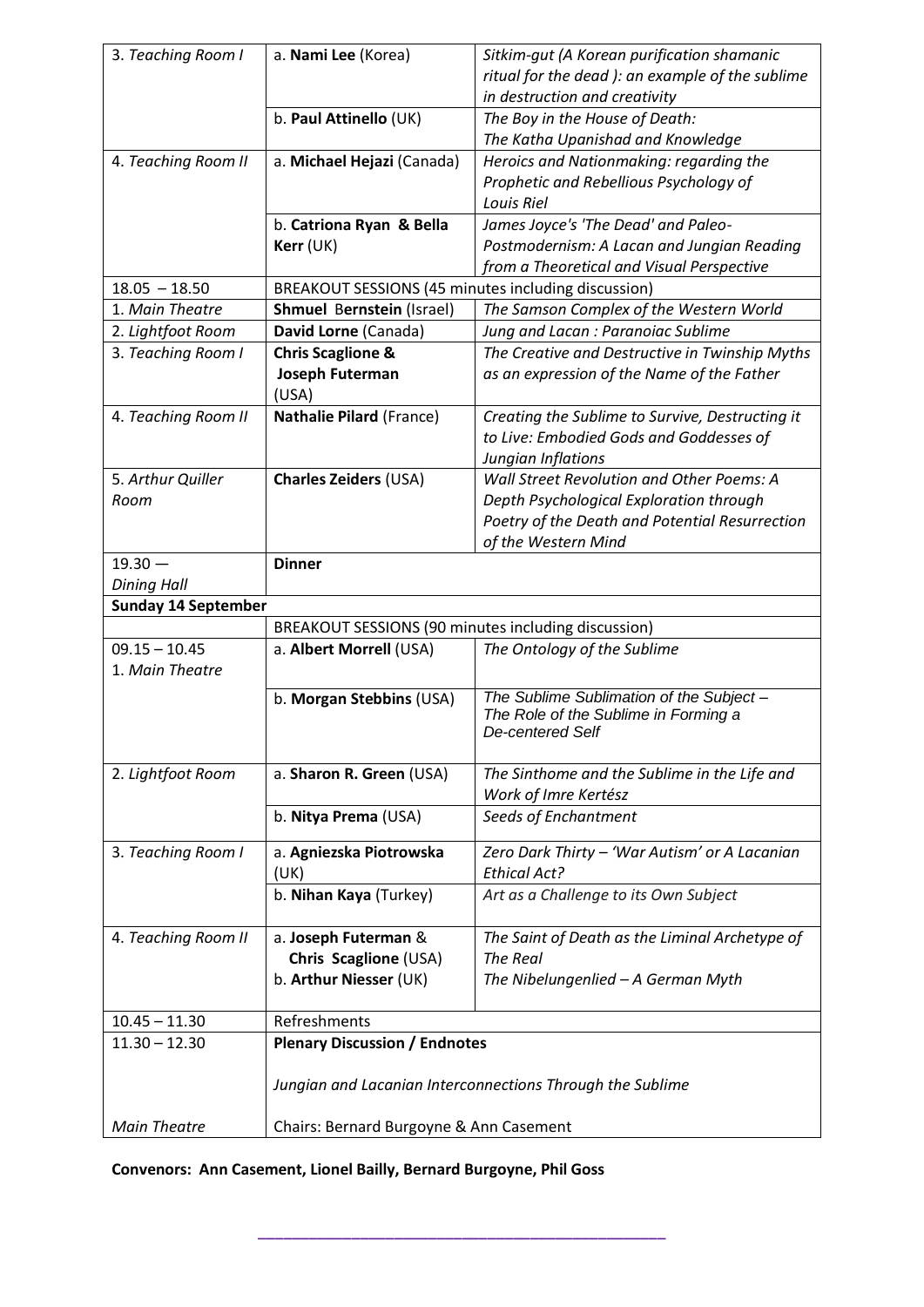| | | |
|---|---|---|
| 3. *Teaching Room I* | a. **Nami Lee** (Korea) | *Sitkim-gut (A Korean purification shamanic ritual for the dead ): an example of the sublime in destruction and creativity* |
| | b. **Paul Attinello** (UK) | *The Boy in the House of Death: The Katha Upanishad and Knowledge* |
| 4. *Teaching Room II* | a. **Michael Hejazi** (Canada) | *Heroics and Nationmaking: regarding the Prophetic and Rebellious Psychology of Louis Riel* |
| | b. **Catriona Ryan & Bella Kerr** (UK) | *James Joyce's 'The Dead' and Paleo-Postmodernism: A Lacan and Jungian Reading from a Theoretical and Visual Perspective* |
| 18.05 – 18.50 | BREAKOUT SESSIONS (45 minutes including discussion) | |
| 1. *Main Theatre* | **Shmuel Bernstein** (Israel) | *The Samson Complex of the Western World* |
| 2. *Lightfoot Room* | **David Lorne** (Canada) | *Jung and Lacan : Paranoiac Sublime* |
| 3. *Teaching Room I* | **Chris Scaglione & Joseph Futerman** (USA) | *The Creative and Destructive in Twinship Myths as an expression of the Name of the Father* |
| 4. *Teaching Room II* | **Nathalie Pilard** (France) | *Creating the Sublime to Survive, Destructing it to Live: Embodied Gods and Goddesses of Jungian Inflations* |
| 5. *Arthur Quiller Room* | **Charles Zeiders** (USA) | *Wall Street Revolution and Other Poems: A Depth Psychological Exploration through Poetry of the Death and Potential Resurrection of the Western Mind* |
| 19.30 — *Dining Hall* | **Dinner** | |
| **Sunday 14 September** | | |
| | BREAKOUT SESSIONS (90 minutes including discussion) | |
| 09.15 – 10.45 1. *Main Theatre* | a. **Albert Morrell** (USA) | *The Ontology of the Sublime* |
| | b. **Morgan Stebbins** (USA) | *The Sublime Sublimation of the Subject – The Role of the Sublime in Forming a De-centered Self* |
| 2. *Lightfoot Room* | a. **Sharon R. Green** (USA) | *The Sinthome and the Sublime in the Life and Work of Imre Kertész* |
| | b. **Nitya Prema** (USA) | *Seeds of Enchantment* |
| 3. *Teaching Room I* | a. **Agniezska Piotrowska** (UK) | *Zero Dark Thirty – 'War Autism' or A Lacanian Ethical Act?* |
| | b. **Nihan Kaya** (Turkey) | *Art as a Challenge to its Own Subject* |
| 4. *Teaching Room II* | a. **Joseph Futerman & Chris Scaglione** (USA) b. **Arthur Niesser** (UK) | *The Saint of Death as the Liminal Archetype of The Real* *The Nibelungenlied – A German Myth* |
| 10.45 – 11.30 | Refreshments | |
| 11.30 – 12.30 *Main Theatre* | **Plenary Discussion / Endnotes** *Jungian and Lacanian Interconnections Through the Sublime* Chairs: Bernard Burgoyne & Ann Casement | |

**Convenors: Ann Casement, Lionel Bailly, Bernard Burgoyne, Phil Goss**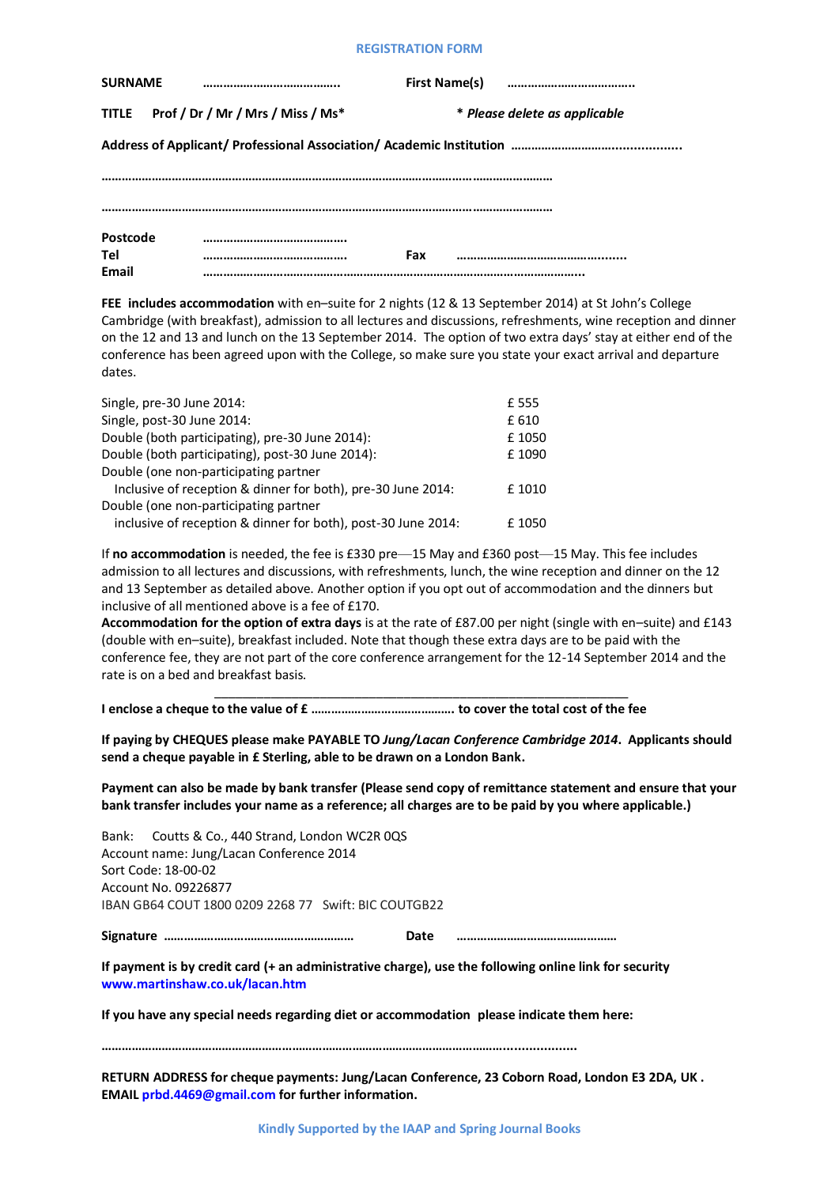## REGISTRATION FORM

**SURNAME** …………………………………. **First Name(s)** ………………………………..

**TITLE** **Prof / Dr / Mr / Mrs / Miss / Ms*** ***Please delete as applicable***

**Address of Applicant/ Professional Association/ Academic Institution** ……………………………..............

……………………………………………………………………………………………………………

……………………………………………………………………………………………………………

**Postcode** ……………………………………
**Tel** …………………………………… **Fax** …………………………………….......
**Email** ……………………………………………………………………………………..

**FEE includes accommodation** with en–suite for 2 nights (12 & 13 September 2014) at St John's College Cambridge (with breakfast), admission to all lectures and discussions, refreshments, wine reception and dinner on the 12 and 13 September and lunch on the 13 September 2014. The option of two extra days' stay at either end of the conference has been agreed upon with the College, so make sure you state your exact arrival and departure dates.

| | |
|---|---|
| Single, pre-30 June 2014: | £ 555 |
| Single, post-30 June 2014: | £ 610 |
| Double (both participating), pre-30 June 2014): | £ 1050 |
| Double (both participating), post-30 June 2014): | £ 1090 |
| Double (one non-participating partner Inclusive of reception & dinner for both), pre-30 June 2014: | £ 1010 |
| Double (one non-participating partner inclusive of reception & dinner for both), post-30 June 2014: | £ 1050 |

If **no accommodation** is needed, the fee is £330 pre—15 May and £360 post—15 May. This fee includes admission to all lectures and discussions, with refreshments, lunch, the wine reception and dinner on the 12 and 13 September as detailed above. Another option if you opt out of accommodation and the dinners but inclusive of all mentioned above is a fee of £170.

**Accommodation for the option of extra days** is at the rate of £87.00 per night (single with en–suite) and £143 (double with en–suite), breakfast included. Note that though these extra days are to be paid with the conference fee, they are not part of the core conference arrangement for the 12-14 September 2014 and the rate is on a bed and breakfast basis.

---

**I enclose a cheque to the value of £ ……………………………………. to cover the total cost of the fee**

**If paying by CHEQUES please make PAYABLE TO *Jung/Lacan Conference Cambridge 2014*. Applicants should send a cheque payable in £ Sterling, able to be drawn on a London Bank.**

**Payment can also be made by bank transfer (Please send copy of remittance statement and ensure that your bank transfer includes your name as a reference; all charges are to be paid by you where applicable.)**

Bank: Coutts & Co., 440 Strand, London WC2R 0QS
Account name: Jung/Lacan Conference 2014
Sort Code: 18-00-02
Account No. 09226877
IBAN GB64 COUT 1800 0209 2268 77 Swift: BIC COUTGB22

**Signature** ………………………………………………… **Date** ………………………………………..

**If payment is by credit card (+ an administrative charge), use the following online link for security**
**www.martinshaw.co.uk/lacan.htm**

**If you have any special needs regarding diet or accommodation please indicate them here:**

…………………………………………………………………………………………………………..................

**RETURN ADDRESS for cheque payments: Jung/Lacan Conference, 23 Coborn Road, London E3 2DA, UK .**
**EMAIL prbd.4469@gmail.com for further information.**

**Kindly Supported by the IAAP and Spring Journal Books**